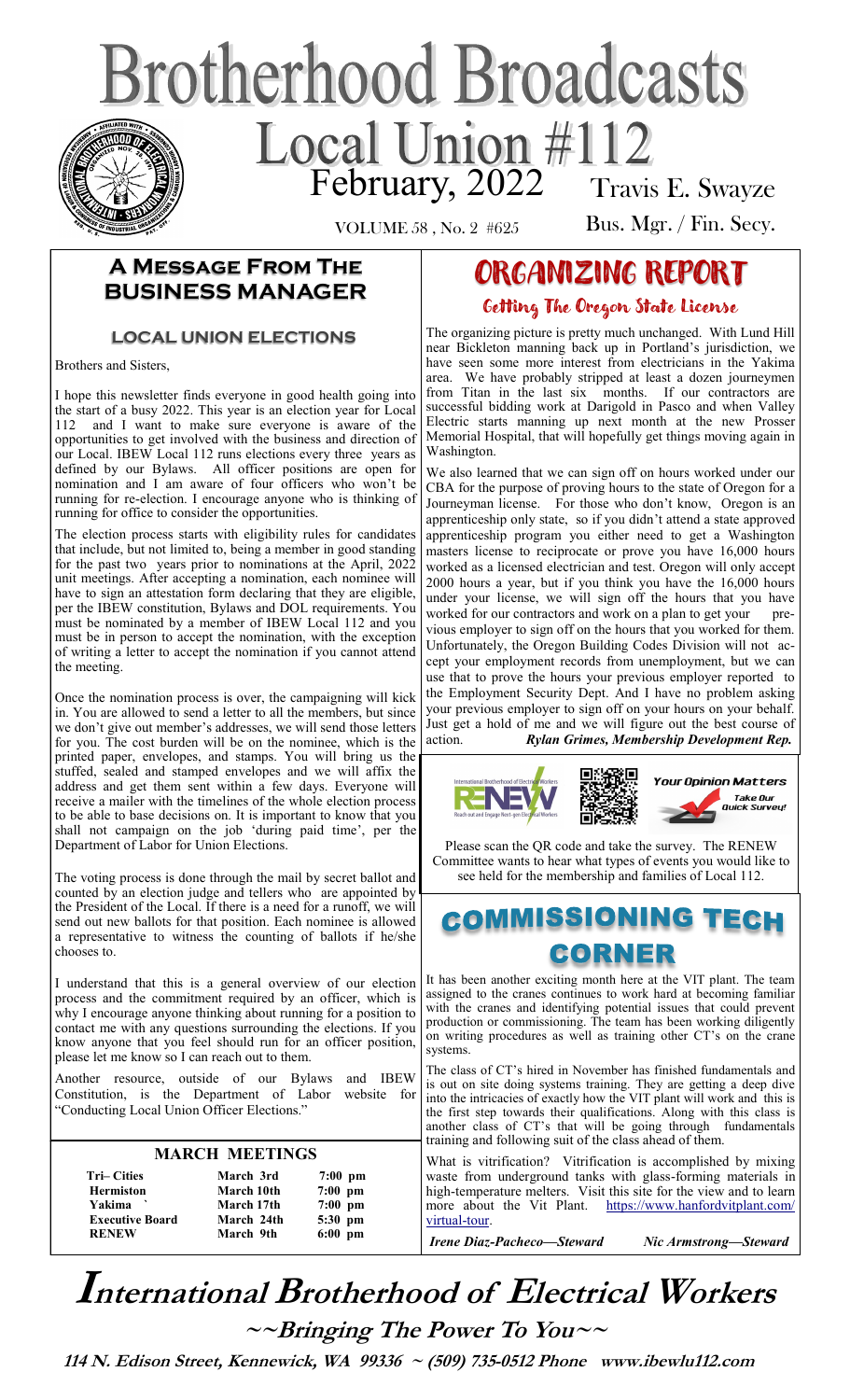# Brotherhood Broadcasts

## Local Union #112

February, 2022 — VOLUME 58 , No. 2 #625

Travis E. Swayze
Bus. Mgr. / Fin. Secy.

## A Message From The Business Manager

### LOCAL UNION ELECTIONS

Brothers and Sisters,

I hope this newsletter finds everyone in good health going into the start of a busy 2022. This year is an election year for Local 112 and I want to make sure everyone is aware of the opportunities to get involved with the business and direction of our Local. IBEW Local 112 runs elections every three years as defined by our Bylaws. All officer positions are open for nomination and I am aware of four officers who won't be running for re-election. I encourage anyone who is thinking of running for office to consider the opportunities.

The election process starts with eligibility rules for candidates that include, but not limited to, being a member in good standing for the past two years prior to nominations at the April, 2022 unit meetings. After accepting a nomination, each nominee will have to sign an attestation form declaring that they are eligible, per the IBEW constitution, Bylaws and DOL requirements. You must be nominated by a member of IBEW Local 112 and you must be in person to accept the nomination, with the exception of writing a letter to accept the nomination if you cannot attend the meeting.

Once the nomination process is over, the campaigning will kick in. You are allowed to send a letter to all the members, but since we don't give out member's addresses, we will send those letters for you. The cost burden will be on the nominee, which is the printed paper, envelopes, and stamps. You will bring us the stuffed, sealed and stamped envelopes and we will affix the address and get them sent within a few days. Everyone will receive a mailer with the timelines of the whole election process to be able to base decisions on. It is important to know that you shall not campaign on the job 'during paid time', per the Department of Labor for Union Elections.

The voting process is done through the mail by secret ballot and counted by an election judge and tellers who are appointed by the President of the Local. If there is a need for a runoff, we will send out new ballots for that position. Each nominee is allowed a representative to witness the counting of ballots if he/she chooses to.

I understand that this is a general overview of our election process and the commitment required by an officer, which is why I encourage anyone thinking about running for a position to contact me with any questions surrounding the elections. If you know anyone that you feel should run for an officer position, please let me know so I can reach out to them.

Another resource, outside of our Bylaws and IBEW Constitution, is the Department of Labor website for "Conducting Local Union Officer Elections."

### MARCH MEETINGS

| | | |
|---|---|---|
| Tri– Cities | March 3rd | 7:00 pm |
| Hermiston | March 10th | 7:00 pm |
| Yakima | March 17th | 7:00 pm |
| Executive Board | March 24th | 5:30 pm |
| RENEW | March 9th | 6:00 pm |

## ORGANIZING REPORT

### Getting The Oregon State License

The organizing picture is pretty much unchanged. With Lund Hill near Bickleton manning back up in Portland's jurisdiction, we have seen some more interest from electricians in the Yakima area. We have probably stripped at least a dozen journeymen from Titan in the last six months. If our contractors are successful bidding work at Darigold in Pasco and when Valley Electric starts manning up next month at the new Prosser Memorial Hospital, that will hopefully get things moving again in Washington.

We also learned that we can sign off on hours worked under our CBA for the purpose of proving hours to the state of Oregon for a Journeyman license. For those who don't know, Oregon is an apprenticeship only state, so if you didn't attend a state approved apprenticeship program you either need to get a Washington masters license to reciprocate or prove you have 16,000 hours worked as a licensed electrician and test. Oregon will only accept 2000 hours a year, but if you think you have the 16,000 hours under your license, we will sign off the hours that you have worked for our contractors and work on a plan to get your previous employer to sign off on the hours that you worked for them. Unfortunately, the Oregon Building Codes Division will not accept your employment records from unemployment, but we can use that to prove the hours your previous employer reported to the Employment Security Dept. And I have no problem asking your previous employer to sign off on your hours on your behalf. Just get a hold of me and we will figure out the best course of action.

***Rylan Grimes, Membership Development Rep.***

RENEW — International Brotherhood of Electrical Workers — Reach out and Engage Next-gen Electrical Workers

**Your Opinion Matters** — *Take Our Quick Survey!*

Please scan the QR code and take the survey. The RENEW Committee wants to hear what types of events you would like to see held for the membership and families of Local 112.

## COMMISSIONING TECH CORNER

It has been another exciting month here at the VIT plant. The team assigned to the cranes continues to work hard at becoming familiar with the cranes and identifying potential issues that could prevent production or commissioning. The team has been working diligently on writing procedures as well as training other CT's on the crane systems.

The class of CT's hired in November has finished fundamentals and is out on site doing systems training. They are getting a deep dive into the intricacies of exactly how the VIT plant will work and this is the first step towards their qualifications. Along with this class is another class of CT's that will be going through fundamentals training and following suit of the class ahead of them.

What is vitrification? Vitrification is accomplished by mixing waste from underground tanks with glass-forming materials in high-temperature melters. Visit this site for the view and to learn more about the Vit Plant. https://www.hanfordvitplant.com/virtual-tour.

***Irene Diaz-Pacheco—Steward*** ***Nic Armstrong—Steward***

# International Brotherhood of Electrical Workers

**~~Bringing The Power To You~~**

**114 N. Edison Street, Kennewick, WA 99336 ~ (509) 735-0512 Phone www.ibewlu112.com**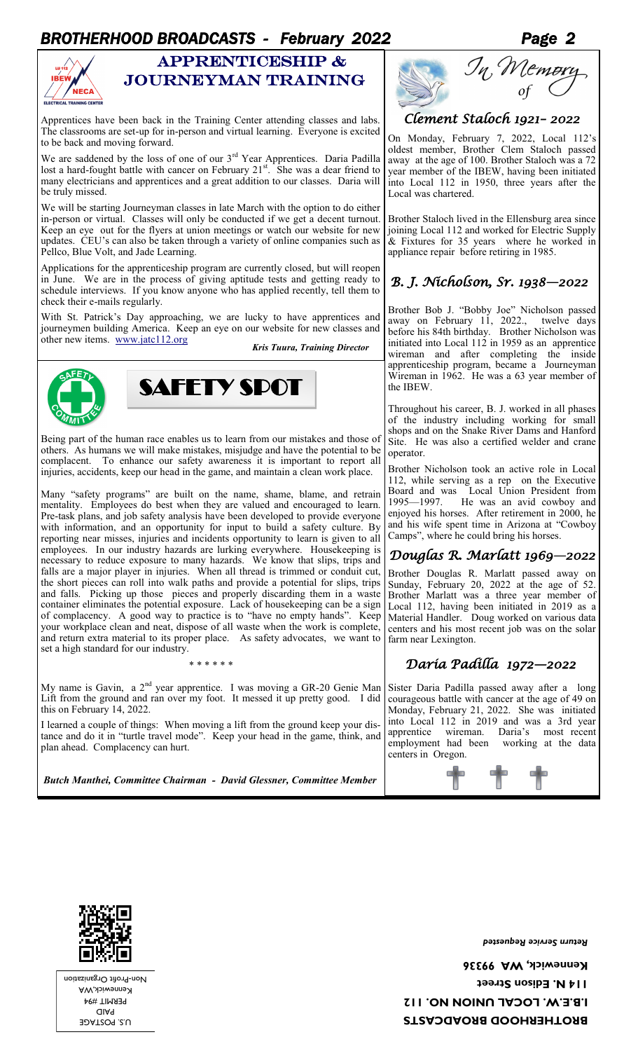## APPRENTICESHIP & JOURNEYMAN TRAINING

Apprentices have been back in the Training Center attending classes and labs. The classrooms are set-up for in-person and virtual learning. Everyone is excited to be back and moving forward.

We are saddened by the loss of one of our 3rd Year Apprentices. Daria Padilla lost a hard-fought battle with cancer on February 21st. She was a dear friend to many electricians and apprentices and a great addition to our classes. Daria will be truly missed.

We will be starting Journeyman classes in late March with the option to do either in-person or virtual. Classes will only be conducted if we get a decent turnout. Keep an eye out for the flyers at union meetings or watch our website for new updates. CEU's can also be taken through a variety of online companies such as Pellco, Blue Volt, and Jade Learning.

Applications for the apprenticeship program are currently closed, but will reopen in June. We are in the process of giving aptitude tests and getting ready to schedule interviews. If you know anyone who has applied recently, tell them to check their e-mails regularly.

With St. Patrick's Day approaching, we are lucky to have apprentices and journeymen building America. Keep an eye on our website for new classes and other new items. www.jatc112.org

*Kris Tuura, Training Director*

## SAFETY SPOT

Being part of the human race enables us to learn from our mistakes and those of others. As humans we will make mistakes, misjudge and have the potential to be complacent. To enhance our safety awareness it is important to report all injuries, accidents, keep our head in the game, and maintain a clean work place.

Many "safety programs" are built on the name, shame, blame, and retrain mentality. Employees do best when they are valued and encouraged to learn. Pre-task plans, and job safety analysis have been developed to provide everyone with information, and an opportunity for input to build a safety culture. By reporting near misses, injuries and incidents opportunity to learn is given to all employees. In our industry hazards are lurking everywhere. Housekeeping is necessary to reduce exposure to many hazards. We know that slips, trips and falls are a major player in injuries. When all thread is trimmed or conduit cut, the short pieces can roll into walk paths and provide a potential for slips, trips and falls. Picking up those pieces and properly discarding them in a waste container eliminates the potential exposure. Lack of housekeeping can be a sign of complacency. A good way to practice is to "have no empty hands". Keep your workplace clean and neat, dispose of all waste when the work is complete, and return extra material to its proper place. As safety advocates, we want to set a high standard for our industry.

\* \* \* \* \* \*

My name is Gavin, a 2nd year apprentice. I was moving a GR-20 Genie Man Lift from the ground and ran over my foot. It messed it up pretty good. I did this on February 14, 2022.

I learned a couple of things: When moving a lift from the ground keep your distance and do it in "turtle travel mode". Keep your head in the game, think, and plan ahead. Complacency can hurt.

*Butch Manthei, Committee Chairman - David Glessner, Committee Member*

## In Memory of

### Clement Staloch 1921– 2022

On Monday, February 7, 2022, Local 112's oldest member, Brother Clem Staloch passed away at the age of 100. Brother Staloch was a 72 year member of the IBEW, having been initiated into Local 112 in 1950, three years after the Local was chartered.

Brother Staloch lived in the Ellensburg area since joining Local 112 and worked for Electric Supply & Fixtures for 35 years where he worked in appliance repair before retiring in 1985.

### B. J. Nicholson, Sr. 1938—2022

Brother Bob J. "Bobby Joe" Nicholson passed away on February 11, 2022., twelve days before his 84th birthday. Brother Nicholson was initiated into Local 112 in 1959 as an apprentice wireman and after completing the inside apprenticeship program, became a Journeyman Wireman in 1962. He was a 63 year member of the IBEW.

Throughout his career, B. J. worked in all phases of the industry including working for small shops and on the Snake River Dams and Hanford Site. He was also a certified welder and crane operator.

Brother Nicholson took an active role in Local 112, while serving as a rep on the Executive Board and was Local Union President from 1995—1997. He was an avid cowboy and enjoyed his horses. After retirement in 2000, he and his wife spent time in Arizona at "Cowboy Camps", where he could bring his horses.

### Douglas R. Marlatt 1969—2022

Brother Douglas R. Marlatt passed away on Sunday, February 20, 2022 at the age of 52. Brother Marlatt was a three year member of Local 112, having been initiated in 2019 as a Material Handler. Doug worked on various data centers and his most recent job was on the solar farm near Lexington.

### Daria Padilla 1972—2022

Sister Daria Padilla passed away after a long courageous battle with cancer at the age of 49 on Monday, February 21, 2022. She was initiated into Local 112 in 2019 and was a 3rd year apprentice wireman. Daria's most recent employment had been working at the data centers in Oregon.

**BROTHERHOOD BROADCASTS**
**I.B.E.W. LOCAL UNION NO. 112**
**114 N. Edison Street**
**Kennewick, WA 99336**

*Return Service Requested*

U.S. POSTAGE
PAID
PERMIT #94
Kennewick,WA
Non-Profit Organization